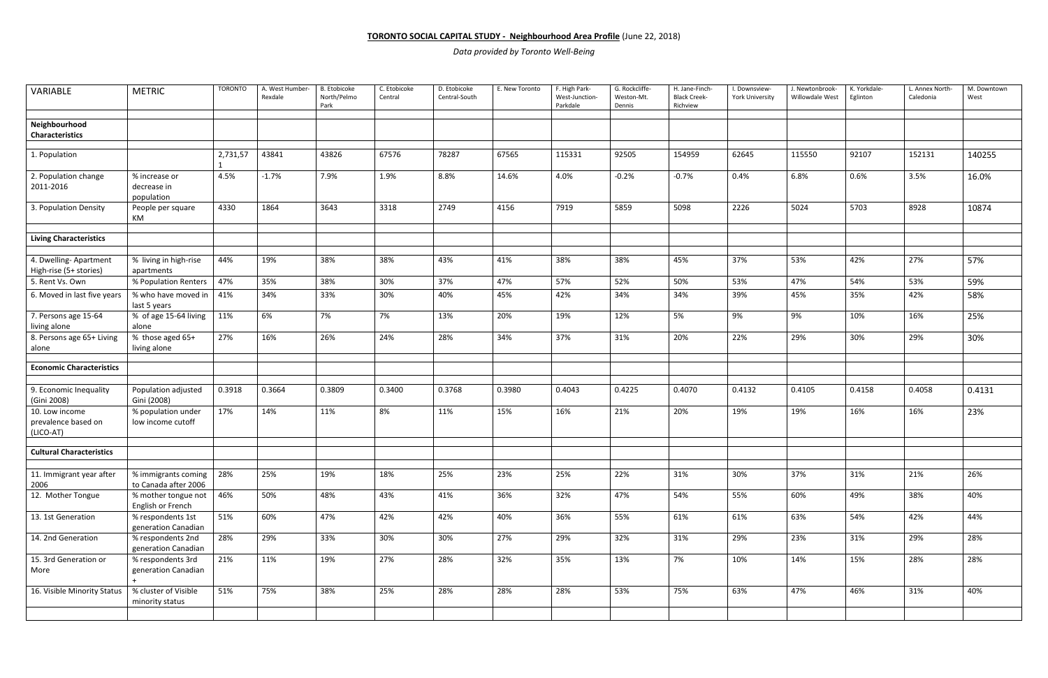**TORONTO SOCIAL CAPITAL STUDY - Neighbourhood Area Profile** (June 22, 2018)

*Data provided by Toronto Well-Being*

| VARIABLE | METRIC | TORONTO | A. West Humber-Rexdale | B. Etobicoke North/Pelmo Park | C. Etobicoke Central | D. Etobicoke Central-South | E. New Toronto | F. High Park-West-Junction-Parkdale | G. Rockcliffe-Weston-Mt. Dennis | H. Jane-Finch-Black Creek-Richview | I. Downsview-York University | J. Newtonbrook-Willowdale West | K. Yorkdale-Eglinton | L. Annex North-Caledonia | M. Downtown West |
|---|---|---|---|---|---|---|---|---|---|---|---|---|---|---|---|
| **Neighbourhood Characteristics** | | | | | | | | | | | | | | | |
| 1. Population | | 2,731,571 | 43841 | 43826 | 67576 | 78287 | 67565 | 115331 | 92505 | 154959 | 62645 | 115550 | 92107 | 152131 | 140255 |
| 2. Population change 2011-2016 | % increase or decrease in population | 4.5% | -1.7% | 7.9% | 1.9% | 8.8% | 14.6% | 4.0% | -0.2% | -0.7% | 0.4% | 6.8% | 0.6% | 3.5% | 16.0% |
| 3. Population Density | People per square KM | 4330 | 1864 | 3643 | 3318 | 2749 | 4156 | 7919 | 5859 | 5098 | 2226 | 5024 | 5703 | 8928 | 10874 |
| **Living Characteristics** | | | | | | | | | | | | | | | |
| 4. Dwelling- Apartment High-rise (5+ stories) | % living in high-rise apartments | 44% | 19% | 38% | 38% | 43% | 41% | 38% | 38% | 45% | 37% | 53% | 42% | 27% | 57% |
| 5. Rent Vs. Own | % Population Renters | 47% | 35% | 38% | 30% | 37% | 47% | 57% | 52% | 50% | 53% | 47% | 54% | 53% | 59% |
| 6. Moved in last five years | % who have moved in last 5 years | 41% | 34% | 33% | 30% | 40% | 45% | 42% | 34% | 34% | 39% | 45% | 35% | 42% | 58% |
| 7. Persons age 15-64 living alone | % of age 15-64 living alone | 11% | 6% | 7% | 7% | 13% | 20% | 19% | 12% | 5% | 9% | 9% | 10% | 16% | 25% |
| 8. Persons age 65+ Living alone | % those aged 65+ living alone | 27% | 16% | 26% | 24% | 28% | 34% | 37% | 31% | 20% | 22% | 29% | 30% | 29% | 30% |
| **Economic Characteristics** | | | | | | | | | | | | | | | |
| 9. Economic Inequality (Gini 2008) | Population adjusted Gini (2008) | 0.3918 | 0.3664 | 0.3809 | 0.3400 | 0.3768 | 0.3980 | 0.4043 | 0.4225 | 0.4070 | 0.4132 | 0.4105 | 0.4158 | 0.4058 | 0.4131 |
| 10. Low income prevalence based on (LICO-AT) | % population under low income cutoff | 17% | 14% | 11% | 8% | 11% | 15% | 16% | 21% | 20% | 19% | 19% | 16% | 16% | 23% |
| **Cultural Characteristics** | | | | | | | | | | | | | | | |
| 11. Immigrant year after 2006 | % immigrants coming to Canada after 2006 | 28% | 25% | 19% | 18% | 25% | 23% | 25% | 22% | 31% | 30% | 37% | 31% | 21% | 26% |
| 12. Mother Tongue | % mother tongue not English or French | 46% | 50% | 48% | 43% | 41% | 36% | 32% | 47% | 54% | 55% | 60% | 49% | 38% | 40% |
| 13. 1st Generation | % respondents 1st generation Canadian | 51% | 60% | 47% | 42% | 42% | 40% | 36% | 55% | 61% | 61% | 63% | 54% | 42% | 44% |
| 14. 2nd Generation | % respondents 2nd generation Canadian | 28% | 29% | 33% | 30% | 30% | 27% | 29% | 32% | 31% | 29% | 23% | 31% | 29% | 28% |
| 15. 3rd Generation or More | % respondents 3rd generation Canadian + | 21% | 11% | 19% | 27% | 28% | 32% | 35% | 13% | 7% | 10% | 14% | 15% | 28% | 28% |
| 16. Visible Minority Status | % cluster of Visible minority status | 51% | 75% | 38% | 25% | 28% | 28% | 28% | 53% | 75% | 63% | 47% | 46% | 31% | 40% |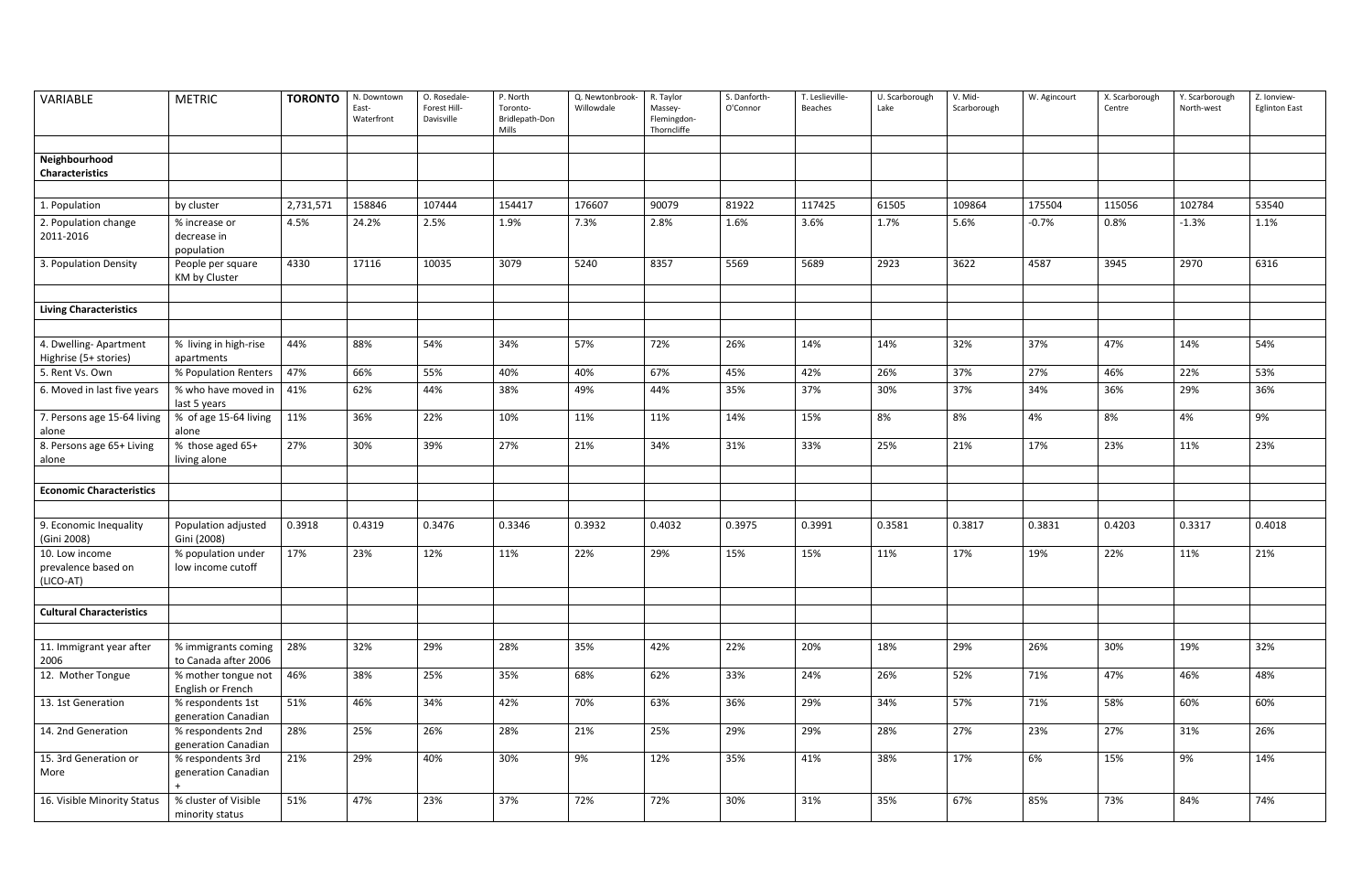| VARIABLE | METRIC | TORONTO | N. Downtown East-Waterfront | O. Rosedale-Forest Hill-Davisville | P. North Toronto-Bridlepath-Don Mills | Q. Newtonbrook-Willowdale | R. Taylor Massey-Flemingdon-Thorncliffe | S. Danforth-O'Connor | T. Leslieville-Beaches | U. Scarborough Lake | V. Mid-Scarborough | W. Agincourt | X. Scarborough Centre | Y. Scarborough North-west | Z. Ionview-Eglinton East |
|---|---|---|---|---|---|---|---|---|---|---|---|---|---|---|---|
| | | | | | | | | | | | | | | | |
| **Neighbourhood Characteristics** | | | | | | | | | | | | | | | |
| | | | | | | | | | | | | | | | |
| 1. Population | by cluster | 2,731,571 | 158846 | 107444 | 154417 | 176607 | 90079 | 81922 | 117425 | 61505 | 109864 | 175504 | 115056 | 102784 | 53540 |
| 2. Population change 2011-2016 | % increase or decrease in population | 4.5% | 24.2% | 2.5% | 1.9% | 7.3% | 2.8% | 1.6% | 3.6% | 1.7% | 5.6% | -0.7% | 0.8% | -1.3% | 1.1% |
| 3. Population Density | People per square KM by Cluster | 4330 | 17116 | 10035 | 3079 | 5240 | 8357 | 5569 | 5689 | 2923 | 3622 | 4587 | 3945 | 2970 | 6316 |
| | | | | | | | | | | | | | | | |
| **Living Characteristics** | | | | | | | | | | | | | | | |
| | | | | | | | | | | | | | | | |
| 4. Dwelling- Apartment Highrise (5+ stories) | % living in high-rise apartments | 44% | 88% | 54% | 34% | 57% | 72% | 26% | 14% | 14% | 32% | 37% | 47% | 14% | 54% |
| 5. Rent Vs. Own | % Population Renters | 47% | 66% | 55% | 40% | 40% | 67% | 45% | 42% | 26% | 37% | 27% | 46% | 22% | 53% |
| 6. Moved in last five years | % who have moved in last 5 years | 41% | 62% | 44% | 38% | 49% | 44% | 35% | 37% | 30% | 37% | 34% | 36% | 29% | 36% |
| 7. Persons age 15-64 living alone | % of age 15-64 living alone | 11% | 36% | 22% | 10% | 11% | 11% | 14% | 15% | 8% | 8% | 4% | 8% | 4% | 9% |
| 8. Persons age 65+ Living alone | % those aged 65+ living alone | 27% | 30% | 39% | 27% | 21% | 34% | 31% | 33% | 25% | 21% | 17% | 23% | 11% | 23% |
| | | | | | | | | | | | | | | | |
| **Economic Characteristics** | | | | | | | | | | | | | | | |
| | | | | | | | | | | | | | | | |
| 9. Economic Inequality (Gini 2008) | Population adjusted Gini (2008) | 0.3918 | 0.4319 | 0.3476 | 0.3346 | 0.3932 | 0.4032 | 0.3975 | 0.3991 | 0.3581 | 0.3817 | 0.3831 | 0.4203 | 0.3317 | 0.4018 |
| 10. Low income prevalence based on (LICO-AT) | % population under low income cutoff | 17% | 23% | 12% | 11% | 22% | 29% | 15% | 15% | 11% | 17% | 19% | 22% | 11% | 21% |
| | | | | | | | | | | | | | | | |
| **Cultural Characteristics** | | | | | | | | | | | | | | | |
| | | | | | | | | | | | | | | | |
| 11. Immigrant year after 2006 | % immigrants coming to Canada after 2006 | 28% | 32% | 29% | 28% | 35% | 42% | 22% | 20% | 18% | 29% | 26% | 30% | 19% | 32% |
| 12. Mother Tongue | % mother tongue not English or French | 46% | 38% | 25% | 35% | 68% | 62% | 33% | 24% | 26% | 52% | 71% | 47% | 46% | 48% |
| 13. 1st Generation | % respondents 1st generation Canadian | 51% | 46% | 34% | 42% | 70% | 63% | 36% | 29% | 34% | 57% | 71% | 58% | 60% | 60% |
| 14. 2nd Generation | % respondents 2nd generation Canadian | 28% | 25% | 26% | 28% | 21% | 25% | 29% | 29% | 28% | 27% | 23% | 27% | 31% | 26% |
| 15. 3rd Generation or More | % respondents 3rd generation Canadian + | 21% | 29% | 40% | 30% | 9% | 12% | 35% | 41% | 38% | 17% | 6% | 15% | 9% | 14% |
| 16. Visible Minority Status | % cluster of Visible minority status | 51% | 47% | 23% | 37% | 72% | 72% | 30% | 31% | 35% | 67% | 85% | 73% | 84% | 74% |